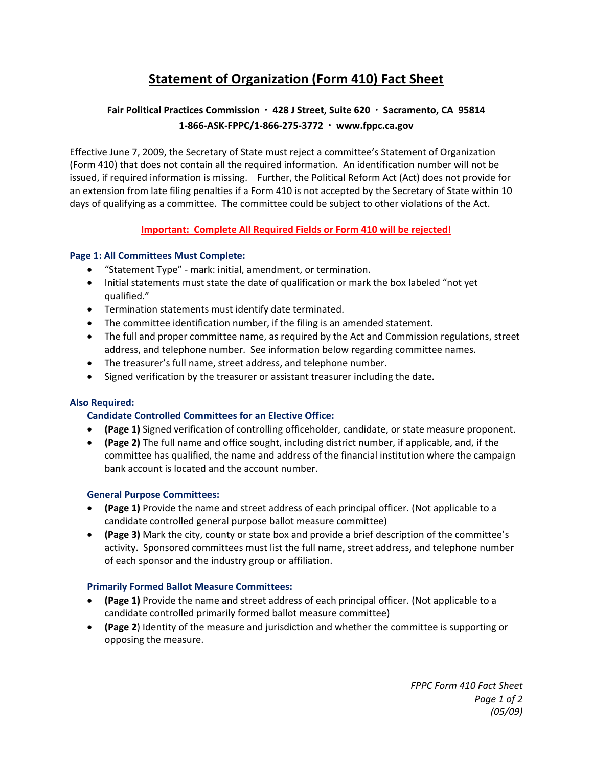# Statement of Organization (Form 410) Fact Sheet

**Fair Political Practices Commission · 428 J Street, Suite 620 · Sacramento, CA 95814**
**1-866-ASK-FPPC/1-866-275-3772 · www.fppc.ca.gov**

Effective June 7, 2009, the Secretary of State must reject a committee's Statement of Organization (Form 410) that does not contain all the required information. An identification number will not be issued, if required information is missing. Further, the Political Reform Act (Act) does not provide for an extension from late filing penalties if a Form 410 is not accepted by the Secretary of State within 10 days of qualifying as a committee. The committee could be subject to other violations of the Act.

**Important: Complete All Required Fields or Form 410 will be rejected!**

### Page 1: All Committees Must Complete:

- "Statement Type" - mark: initial, amendment, or termination.
- Initial statements must state the date of qualification or mark the box labeled "not yet qualified."
- Termination statements must identify date terminated.
- The committee identification number, if the filing is an amended statement.
- The full and proper committee name, as required by the Act and Commission regulations, street address, and telephone number. See information below regarding committee names.
- The treasurer's full name, street address, and telephone number.
- Signed verification by the treasurer or assistant treasurer including the date.

### Also Required:

#### Candidate Controlled Committees for an Elective Office:

- **(Page 1)** Signed verification of controlling officeholder, candidate, or state measure proponent.
- **(Page 2)** The full name and office sought, including district number, if applicable, and, if the committee has qualified, the name and address of the financial institution where the campaign bank account is located and the account number.

#### General Purpose Committees:

- **(Page 1)** Provide the name and street address of each principal officer. (Not applicable to a candidate controlled general purpose ballot measure committee)
- **(Page 3)** Mark the city, county or state box and provide a brief description of the committee's activity. Sponsored committees must list the full name, street address, and telephone number of each sponsor and the industry group or affiliation.

#### Primarily Formed Ballot Measure Committees:

- **(Page 1)** Provide the name and street address of each principal officer. (Not applicable to a candidate controlled primarily formed ballot measure committee)
- **(Page 2)** Identity of the measure and jurisdiction and whether the committee is supporting or opposing the measure.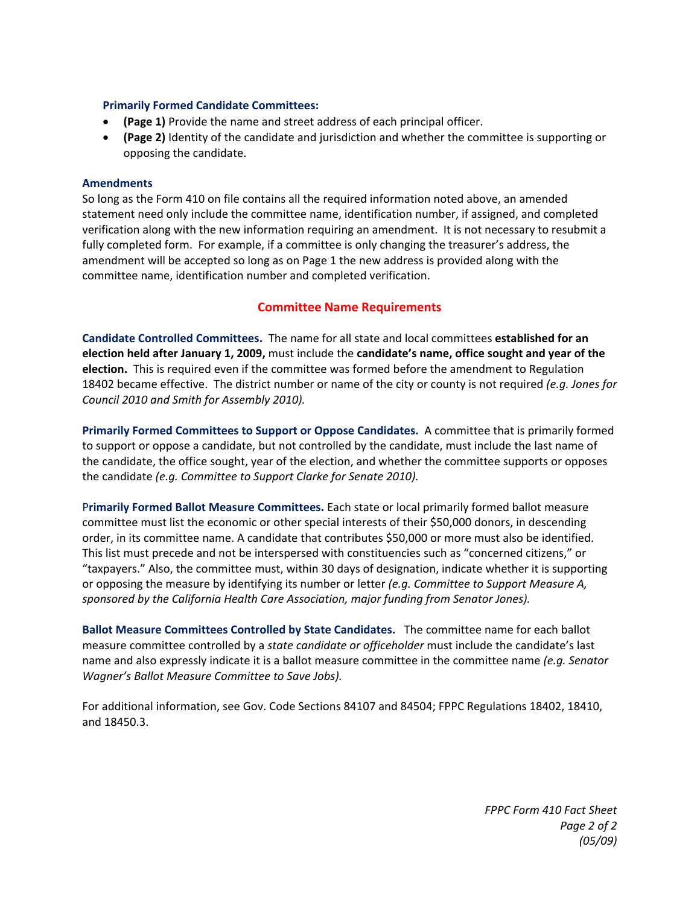**Primarily Formed Candidate Committees:**

- **(Page 1)** Provide the name and street address of each principal officer.
- **(Page 2)** Identity of the candidate and jurisdiction and whether the committee is supporting or opposing the candidate.

**Amendments**

So long as the Form 410 on file contains all the required information noted above, an amended statement need only include the committee name, identification number, if assigned, and completed verification along with the new information requiring an amendment. It is not necessary to resubmit a fully completed form. For example, if a committee is only changing the treasurer's address, the amendment will be accepted so long as on Page 1 the new address is provided along with the committee name, identification number and completed verification.

## Committee Name Requirements

**Candidate Controlled Committees.** The name for all state and local committees **established for an election held after January 1, 2009,** must include the **candidate's name, office sought and year of the election.** This is required even if the committee was formed before the amendment to Regulation 18402 became effective. The district number or name of the city or county is not required *(e.g. Jones for Council 2010 and Smith for Assembly 2010).*

**Primarily Formed Committees to Support or Oppose Candidates.** A committee that is primarily formed to support or oppose a candidate, but not controlled by the candidate, must include the last name of the candidate, the office sought, year of the election, and whether the committee supports or opposes the candidate *(e.g. Committee to Support Clarke for Senate 2010).*

**Primarily Formed Ballot Measure Committees.** Each state or local primarily formed ballot measure committee must list the economic or other special interests of their $50,000 donors, in descending order, in its committee name. A candidate that contributes $50,000 or more must also be identified. This list must precede and not be interspersed with constituencies such as "concerned citizens," or "taxpayers." Also, the committee must, within 30 days of designation, indicate whether it is supporting or opposing the measure by identifying its number or letter *(e.g. Committee to Support Measure A, sponsored by the California Health Care Association, major funding from Senator Jones).*

**Ballot Measure Committees Controlled by State Candidates.** The committee name for each ballot measure committee controlled by a *state candidate or officeholder* must include the candidate's last name and also expressly indicate it is a ballot measure committee in the committee name *(e.g. Senator Wagner's Ballot Measure Committee to Save Jobs).*

For additional information, see Gov. Code Sections 84107 and 84504; FPPC Regulations 18402, 18410, and 18450.3.

*FPPC Form 410 Fact Sheet*
*(05/09)*